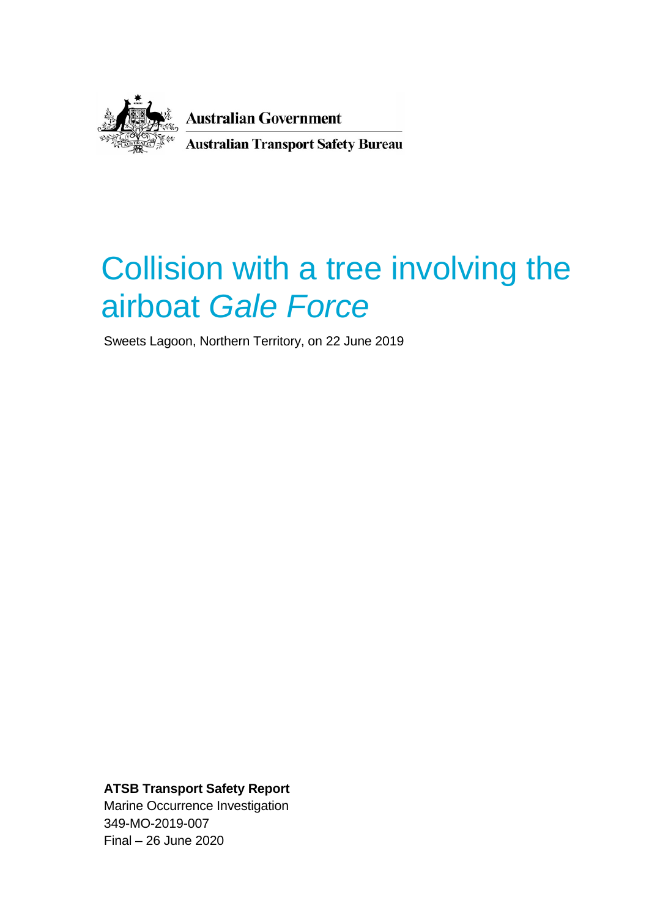Australian Government

Australian Transport Safety Bureau

# Collision with a tree involving the airboat *Gale Force*

Sweets Lagoon, Northern Territory, on 22 June 2019

**ATSB Transport Safety Report**

Marine Occurrence Investigation

349-MO-2019-007

Final – 26 June 2020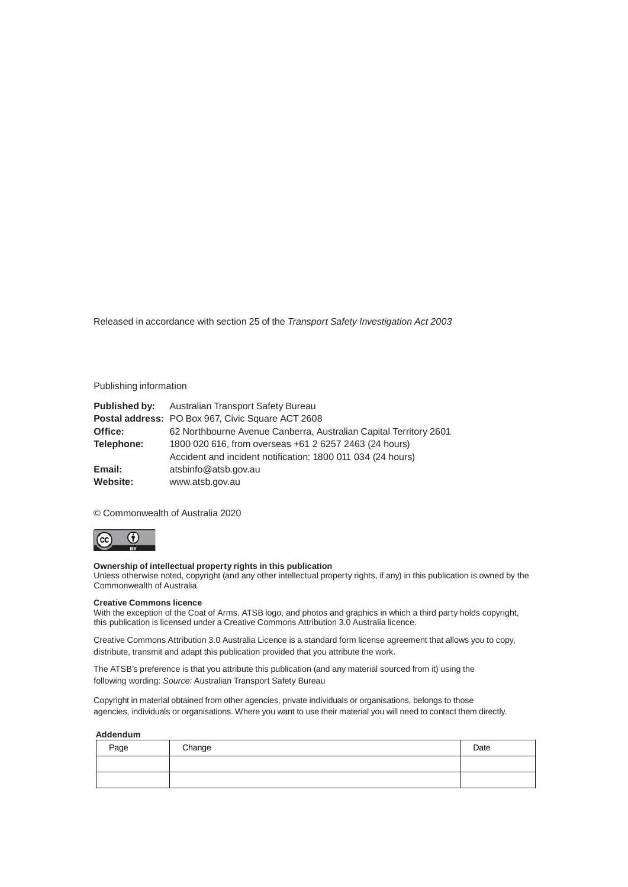Released in accordance with section 25 of the *Transport Safety Investigation Act 2003*

Publishing information

**Published by:** Australian Transport Safety Bureau
**Postal address:** PO Box 967, Civic Square ACT 2608
**Office:** 62 Northbourne Avenue Canberra, Australian Capital Territory 2601
**Telephone:** 1800 020 616, from overseas +61 2 6257 2463 (24 hours)
Accident and incident notification: 1800 011 034 (24 hours)
**Email:** atsbinfo@atsb.gov.au
**Website:** www.atsb.gov.au

© Commonwealth of Australia 2020

**Ownership of intellectual property rights in this publication**
Unless otherwise noted, copyright (and any other intellectual property rights, if any) in this publication is owned by the Commonwealth of Australia.

**Creative Commons licence**
With the exception of the Coat of Arms, ATSB logo, and photos and graphics in which a third party holds copyright, this publication is licensed under a Creative Commons Attribution 3.0 Australia licence.

Creative Commons Attribution 3.0 Australia Licence is a standard form license agreement that allows you to copy, distribute, transmit and adapt this publication provided that you attribute the work.

The ATSB's preference is that you attribute this publication (and any material sourced from it) using the following wording: *Source:* Australian Transport Safety Bureau

Copyright in material obtained from other agencies, private individuals or organisations, belongs to those agencies, individuals or organisations. Where you want to use their material you will need to contact them directly.

**Addendum**

| Page | Change | Date |
|---|---|---|
| | | |
| | | |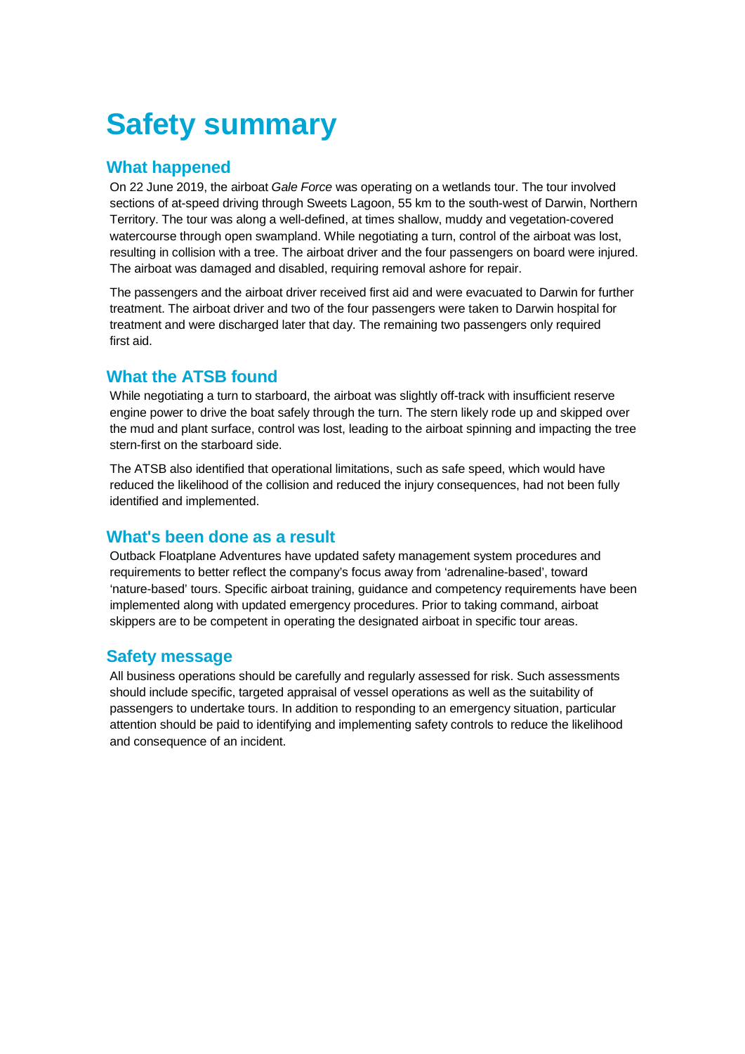# Safety summary

## What happened

On 22 June 2019, the airboat *Gale Force* was operating on a wetlands tour. The tour involved sections of at-speed driving through Sweets Lagoon, 55 km to the south-west of Darwin, Northern Territory. The tour was along a well-defined, at times shallow, muddy and vegetation-covered watercourse through open swampland. While negotiating a turn, control of the airboat was lost, resulting in collision with a tree. The airboat driver and the four passengers on board were injured. The airboat was damaged and disabled, requiring removal ashore for repair.

The passengers and the airboat driver received first aid and were evacuated to Darwin for further treatment. The airboat driver and two of the four passengers were taken to Darwin hospital for treatment and were discharged later that day. The remaining two passengers only required first aid.

## What the ATSB found

While negotiating a turn to starboard, the airboat was slightly off-track with insufficient reserve engine power to drive the boat safely through the turn. The stern likely rode up and skipped over the mud and plant surface, control was lost, leading to the airboat spinning and impacting the tree stern-first on the starboard side.

The ATSB also identified that operational limitations, such as safe speed, which would have reduced the likelihood of the collision and reduced the injury consequences, had not been fully identified and implemented.

## What's been done as a result

Outback Floatplane Adventures have updated safety management system procedures and requirements to better reflect the company's focus away from 'adrenaline-based', toward 'nature-based' tours. Specific airboat training, guidance and competency requirements have been implemented along with updated emergency procedures. Prior to taking command, airboat skippers are to be competent in operating the designated airboat in specific tour areas.

## Safety message

All business operations should be carefully and regularly assessed for risk. Such assessments should include specific, targeted appraisal of vessel operations as well as the suitability of passengers to undertake tours. In addition to responding to an emergency situation, particular attention should be paid to identifying and implementing safety controls to reduce the likelihood and consequence of an incident.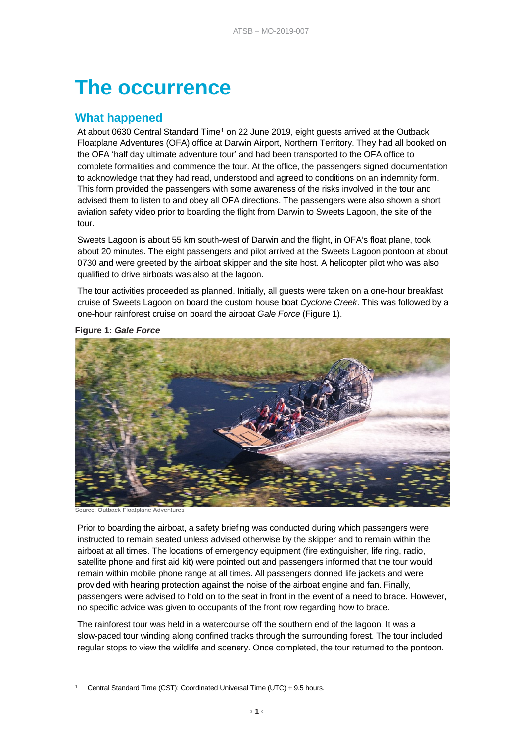# The occurrence

## What happened

At about 0630 Central Standard Time[1] on 22 June 2019, eight guests arrived at the Outback Floatplane Adventures (OFA) office at Darwin Airport, Northern Territory. They had all booked on the OFA 'half day ultimate adventure tour' and had been transported to the OFA office to complete formalities and commence the tour. At the office, the passengers signed documentation to acknowledge that they had read, understood and agreed to conditions on an indemnity form. This form provided the passengers with some awareness of the risks involved in the tour and advised them to listen to and obey all OFA directions. The passengers were also shown a short aviation safety video prior to boarding the flight from Darwin to Sweets Lagoon, the site of the tour.

Sweets Lagoon is about 55 km south-west of Darwin and the flight, in OFA's float plane, took about 20 minutes. The eight passengers and pilot arrived at the Sweets Lagoon pontoon at about 0730 and were greeted by the airboat skipper and the site host. A helicopter pilot who was also qualified to drive airboats was also at the lagoon.

The tour activities proceeded as planned. Initially, all guests were taken on a one-hour breakfast cruise of Sweets Lagoon on board the custom house boat *Cyclone Creek*. This was followed by a one-hour rainforest cruise on board the airboat *Gale Force* (Figure 1).

**Figure 1: *Gale Force***

Source: Outback Floatplane Adventures

Prior to boarding the airboat, a safety briefing was conducted during which passengers were instructed to remain seated unless advised otherwise by the skipper and to remain within the airboat at all times. The locations of emergency equipment (fire extinguisher, life ring, radio, satellite phone and first aid kit) were pointed out and passengers informed that the tour would remain within mobile phone range at all times. All passengers donned life jackets and were provided with hearing protection against the noise of the airboat engine and fan. Finally, passengers were advised to hold on to the seat in front in the event of a need to brace. However, no specific advice was given to occupants of the front row regarding how to brace.

The rainforest tour was held in a watercourse off the southern end of the lagoon. It was a slow-paced tour winding along confined tracks through the surrounding forest. The tour included regular stops to view the wildlife and scenery. Once completed, the tour returned to the pontoon.

---

[1] Central Standard Time (CST): Coordinated Universal Time (UTC) + 9.5 hours.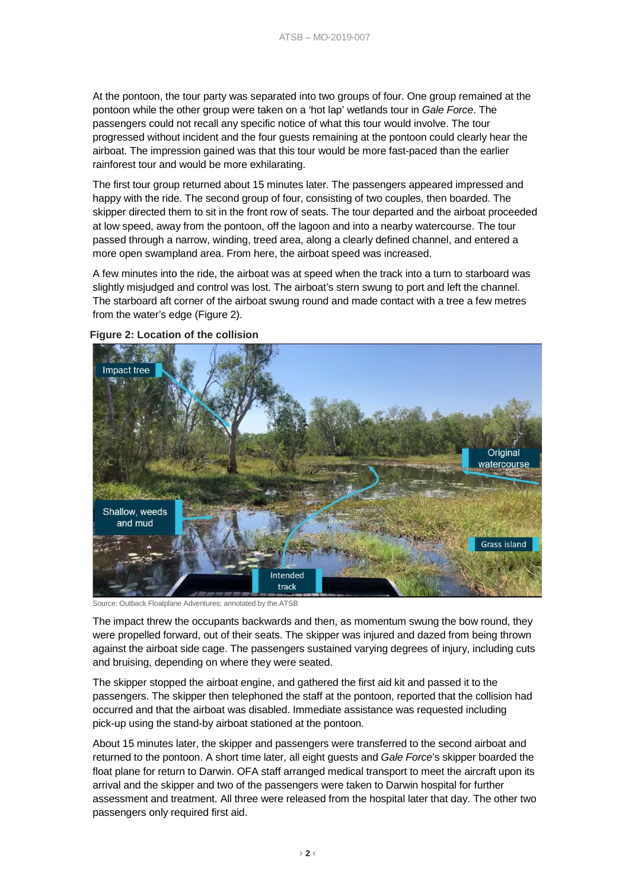At the pontoon, the tour party was separated into two groups of four. One group remained at the pontoon while the other group were taken on a 'hot lap' wetlands tour in *Gale Force*. The passengers could not recall any specific notice of what this tour would involve. The tour progressed without incident and the four guests remaining at the pontoon could clearly hear the airboat. The impression gained was that this tour would be more fast-paced than the earlier rainforest tour and would be more exhilarating.

The first tour group returned about 15 minutes later. The passengers appeared impressed and happy with the ride. The second group of four, consisting of two couples, then boarded. The skipper directed them to sit in the front row of seats. The tour departed and the airboat proceeded at low speed, away from the pontoon, off the lagoon and into a nearby watercourse. The tour passed through a narrow, winding, treed area, along a clearly defined channel, and entered a more open swampland area. From here, the airboat speed was increased.

A few minutes into the ride, the airboat was at speed when the track into a turn to starboard was slightly misjudged and control was lost. The airboat's stern swung to port and left the channel. The starboard aft corner of the airboat swung round and made contact with a tree a few metres from the water's edge (Figure 2).

**Figure 2: Location of the collision**

Source: Outback Floatplane Adventures; annotated by the ATSB

The impact threw the occupants backwards and then, as momentum swung the bow round, they were propelled forward, out of their seats. The skipper was injured and dazed from being thrown against the airboat side cage. The passengers sustained varying degrees of injury, including cuts and bruising, depending on where they were seated.

The skipper stopped the airboat engine, and gathered the first aid kit and passed it to the passengers. The skipper then telephoned the staff at the pontoon, reported that the collision had occurred and that the airboat was disabled. Immediate assistance was requested including pick-up using the stand-by airboat stationed at the pontoon.

About 15 minutes later, the skipper and passengers were transferred to the second airboat and returned to the pontoon. A short time later, all eight guests and *Gale Force*'s skipper boarded the float plane for return to Darwin. OFA staff arranged medical transport to meet the aircraft upon its arrival and the skipper and two of the passengers were taken to Darwin hospital for further assessment and treatment. All three were released from the hospital later that day. The other two passengers only required first aid.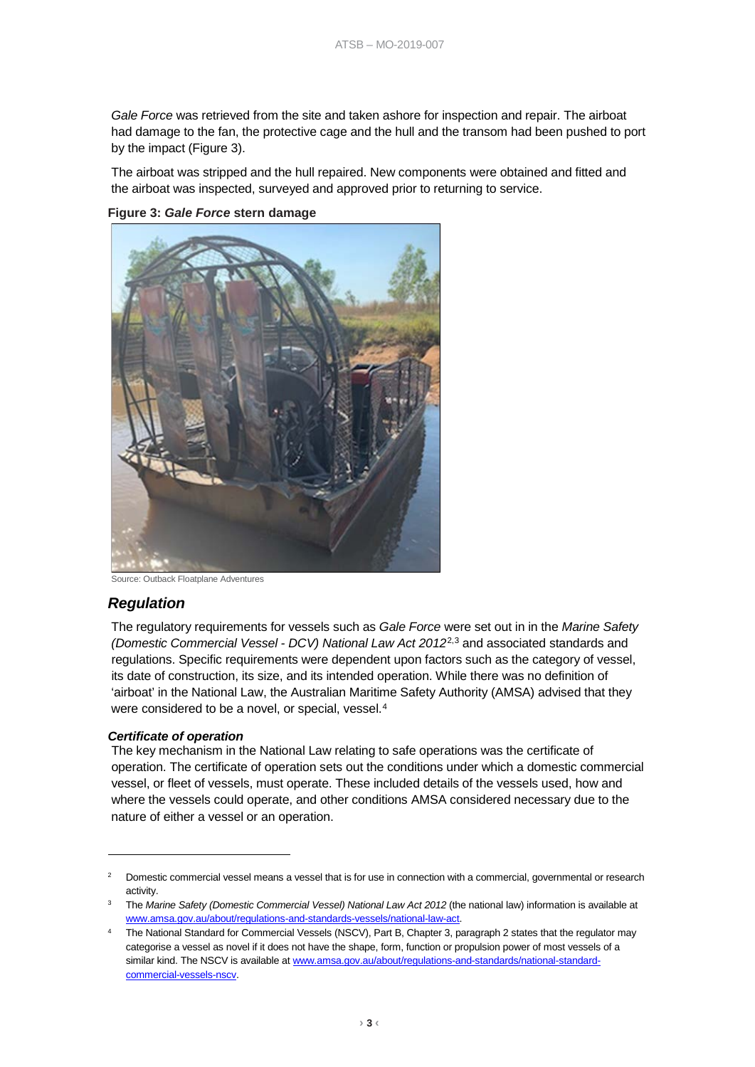*Gale Force* was retrieved from the site and taken ashore for inspection and repair. The airboat had damage to the fan, the protective cage and the hull and the transom had been pushed to port by the impact (Figure 3).

The airboat was stripped and the hull repaired. New components were obtained and fitted and the airboat was inspected, surveyed and approved prior to returning to service.

**Figure 3: *Gale Force* stern damage**

Source: Outback Floatplane Adventures

## *Regulation*

The regulatory requirements for vessels such as *Gale Force* were set out in in the *Marine Safety (Domestic Commercial Vessel - DCV) National Law Act 2012*[2,3] and associated standards and regulations. Specific requirements were dependent upon factors such as the category of vessel, its date of construction, its size, and its intended operation. While there was no definition of 'airboat' in the National Law, the Australian Maritime Safety Authority (AMSA) advised that they were considered to be a novel, or special, vessel.[4]

### *Certificate of operation*

The key mechanism in the National Law relating to safe operations was the certificate of operation. The certificate of operation sets out the conditions under which a domestic commercial vessel, or fleet of vessels, must operate. These included details of the vessels used, how and where the vessels could operate, and other conditions AMSA considered necessary due to the nature of either a vessel or an operation.

---

[2] Domestic commercial vessel means a vessel that is for use in connection with a commercial, governmental or research activity.

[3] The *Marine Safety (Domestic Commercial Vessel) National Law Act 2012* (the national law) information is available at www.amsa.gov.au/about/regulations-and-standards-vessels/national-law-act.

[4] The National Standard for Commercial Vessels (NSCV), Part B, Chapter 3, paragraph 2 states that the regulator may categorise a vessel as novel if it does not have the shape, form, function or propulsion power of most vessels of a similar kind. The NSCV is available at www.amsa.gov.au/about/regulations-and-standards/national-standard-commercial-vessels-nscv.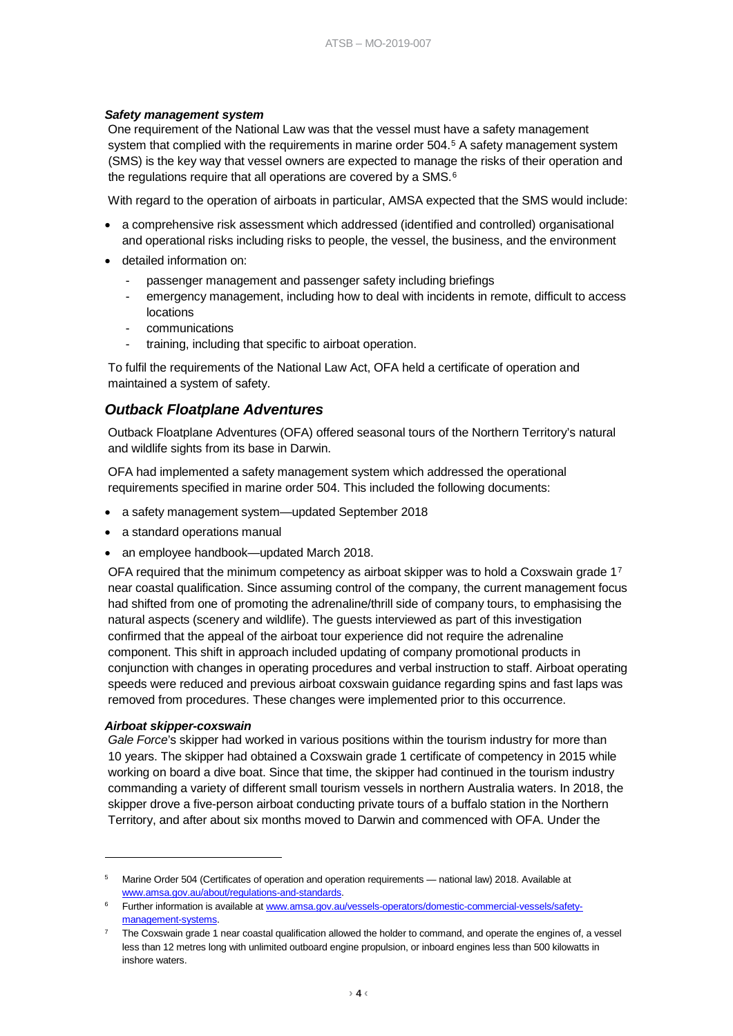#### *Safety management system*

One requirement of the National Law was that the vessel must have a safety management system that complied with the requirements in marine order 504.[5] A safety management system (SMS) is the key way that vessel owners are expected to manage the risks of their operation and the regulations require that all operations are covered by a SMS.[6]

With regard to the operation of airboats in particular, AMSA expected that the SMS would include:

- a comprehensive risk assessment which addressed (identified and controlled) organisational and operational risks including risks to people, the vessel, the business, and the environment
- detailed information on:
  - passenger management and passenger safety including briefings
  - emergency management, including how to deal with incidents in remote, difficult to access locations
  - communications
  - training, including that specific to airboat operation.

To fulfil the requirements of the National Law Act, OFA held a certificate of operation and maintained a system of safety.

### *Outback Floatplane Adventures*

Outback Floatplane Adventures (OFA) offered seasonal tours of the Northern Territory's natural and wildlife sights from its base in Darwin.

OFA had implemented a safety management system which addressed the operational requirements specified in marine order 504. This included the following documents:

- a safety management system—updated September 2018
- a standard operations manual
- an employee handbook—updated March 2018.

OFA required that the minimum competency as airboat skipper was to hold a Coxswain grade 1[7] near coastal qualification. Since assuming control of the company, the current management focus had shifted from one of promoting the adrenaline/thrill side of company tours, to emphasising the natural aspects (scenery and wildlife). The guests interviewed as part of this investigation confirmed that the appeal of the airboat tour experience did not require the adrenaline component. This shift in approach included updating of company promotional products in conjunction with changes in operating procedures and verbal instruction to staff. Airboat operating speeds were reduced and previous airboat coxswain guidance regarding spins and fast laps was removed from procedures. These changes were implemented prior to this occurrence.

#### *Airboat skipper-coxswain*

*Gale Force*'s skipper had worked in various positions within the tourism industry for more than 10 years. The skipper had obtained a Coxswain grade 1 certificate of competency in 2015 while working on board a dive boat. Since that time, the skipper had continued in the tourism industry commanding a variety of different small tourism vessels in northern Australia waters. In 2018, the skipper drove a five-person airboat conducting private tours of a buffalo station in the Northern Territory, and after about six months moved to Darwin and commenced with OFA. Under the

---

[5] Marine Order 504 (Certificates of operation and operation requirements — national law) 2018. Available at www.amsa.gov.au/about/regulations-and-standards.

[6] Further information is available at www.amsa.gov.au/vessels-operators/domestic-commercial-vessels/safety-management-systems.

[7] The Coxswain grade 1 near coastal qualification allowed the holder to command, and operate the engines of, a vessel less than 12 metres long with unlimited outboard engine propulsion, or inboard engines less than 500 kilowatts in inshore waters.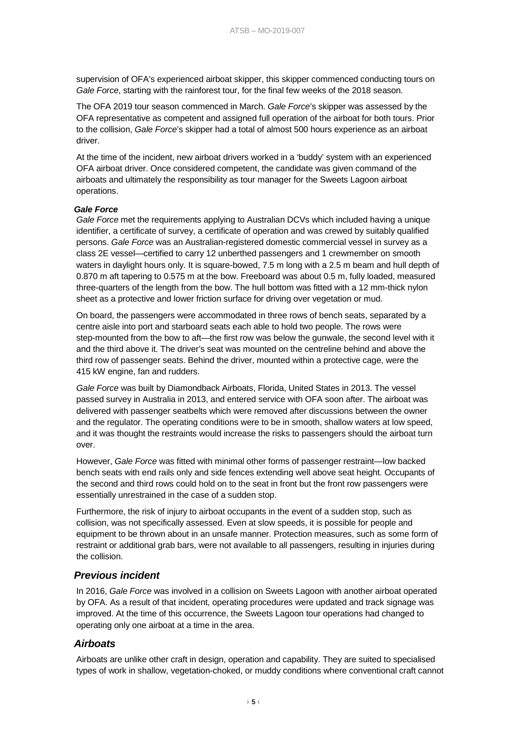supervision of OFA's experienced airboat skipper, this skipper commenced conducting tours on *Gale Force*, starting with the rainforest tour, for the final few weeks of the 2018 season.

The OFA 2019 tour season commenced in March. *Gale Force*'s skipper was assessed by the OFA representative as competent and assigned full operation of the airboat for both tours. Prior to the collision, *Gale Force*'s skipper had a total of almost 500 hours experience as an airboat driver.

At the time of the incident, new airboat drivers worked in a 'buddy' system with an experienced OFA airboat driver. Once considered competent, the candidate was given command of the airboats and ultimately the responsibility as tour manager for the Sweets Lagoon airboat operations.

#### *Gale Force*

*Gale Force* met the requirements applying to Australian DCVs which included having a unique identifier, a certificate of survey, a certificate of operation and was crewed by suitably qualified persons. *Gale Force* was an Australian-registered domestic commercial vessel in survey as a class 2E vessel—certified to carry 12 unberthed passengers and 1 crewmember on smooth waters in daylight hours only. It is square-bowed, 7.5 m long with a 2.5 m beam and hull depth of 0.870 m aft tapering to 0.575 m at the bow. Freeboard was about 0.5 m, fully loaded, measured three-quarters of the length from the bow. The hull bottom was fitted with a 12 mm-thick nylon sheet as a protective and lower friction surface for driving over vegetation or mud.

On board, the passengers were accommodated in three rows of bench seats, separated by a centre aisle into port and starboard seats each able to hold two people. The rows were step-mounted from the bow to aft—the first row was below the gunwale, the second level with it and the third above it. The driver's seat was mounted on the centreline behind and above the third row of passenger seats. Behind the driver, mounted within a protective cage, were the 415 kW engine, fan and rudders.

*Gale Force* was built by Diamondback Airboats, Florida, United States in 2013. The vessel passed survey in Australia in 2013, and entered service with OFA soon after. The airboat was delivered with passenger seatbelts which were removed after discussions between the owner and the regulator. The operating conditions were to be in smooth, shallow waters at low speed, and it was thought the restraints would increase the risks to passengers should the airboat turn over.

However, *Gale Force* was fitted with minimal other forms of passenger restraint—low backed bench seats with end rails only and side fences extending well above seat height. Occupants of the second and third rows could hold on to the seat in front but the front row passengers were essentially unrestrained in the case of a sudden stop.

Furthermore, the risk of injury to airboat occupants in the event of a sudden stop, such as collision, was not specifically assessed. Even at slow speeds, it is possible for people and equipment to be thrown about in an unsafe manner. Protection measures, such as some form of restraint or additional grab bars, were not available to all passengers, resulting in injuries during the collision.

### *Previous incident*

In 2016, *Gale Force* was involved in a collision on Sweets Lagoon with another airboat operated by OFA. As a result of that incident, operating procedures were updated and track signage was improved. At the time of this occurrence, the Sweets Lagoon tour operations had changed to operating only one airboat at a time in the area.

### *Airboats*

Airboats are unlike other craft in design, operation and capability. They are suited to specialised types of work in shallow, vegetation-choked, or muddy conditions where conventional craft cannot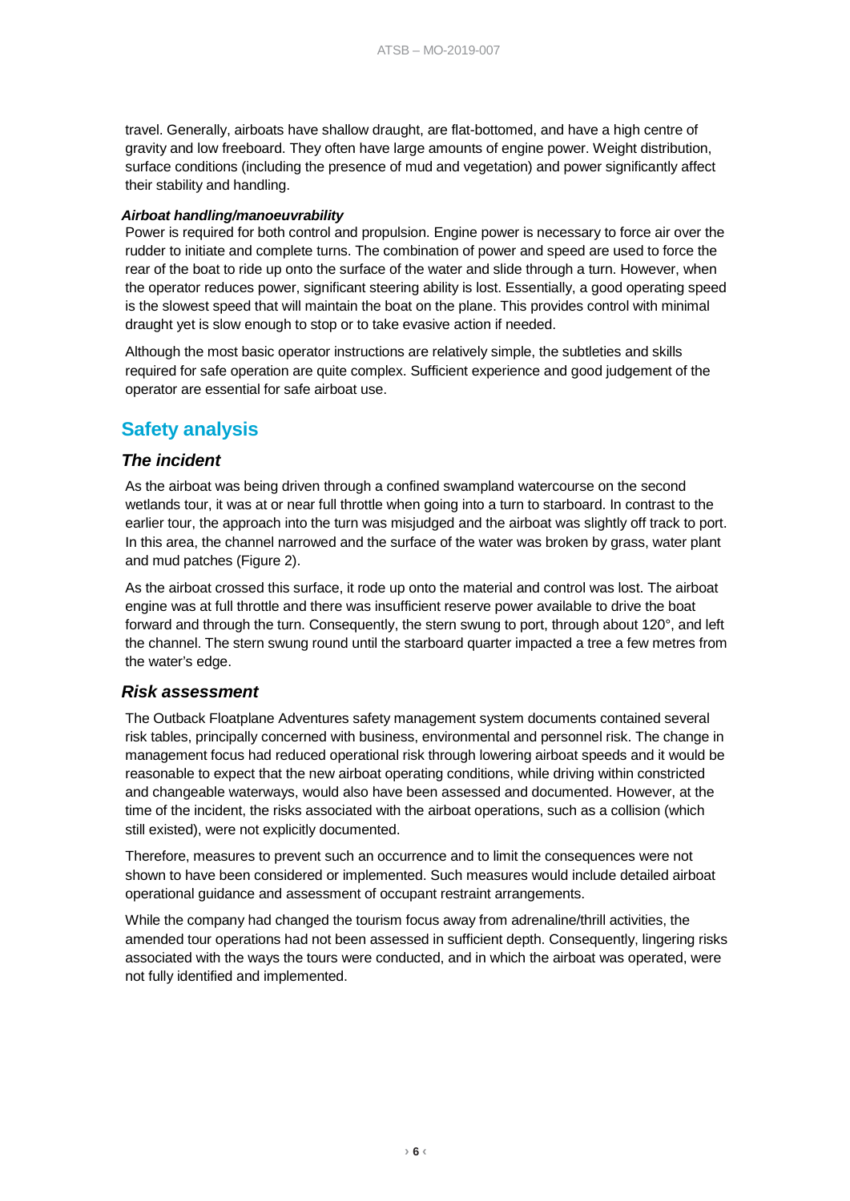travel. Generally, airboats have shallow draught, are flat-bottomed, and have a high centre of gravity and low freeboard. They often have large amounts of engine power. Weight distribution, surface conditions (including the presence of mud and vegetation) and power significantly affect their stability and handling.

#### *Airboat handling/manoeuvrability*

Power is required for both control and propulsion. Engine power is necessary to force air over the rudder to initiate and complete turns. The combination of power and speed are used to force the rear of the boat to ride up onto the surface of the water and slide through a turn. However, when the operator reduces power, significant steering ability is lost. Essentially, a good operating speed is the slowest speed that will maintain the boat on the plane. This provides control with minimal draught yet is slow enough to stop or to take evasive action if needed.

Although the most basic operator instructions are relatively simple, the subtleties and skills required for safe operation are quite complex. Sufficient experience and good judgement of the operator are essential for safe airboat use.

## Safety analysis

### *The incident*

As the airboat was being driven through a confined swampland watercourse on the second wetlands tour, it was at or near full throttle when going into a turn to starboard. In contrast to the earlier tour, the approach into the turn was misjudged and the airboat was slightly off track to port. In this area, the channel narrowed and the surface of the water was broken by grass, water plant and mud patches (Figure 2).

As the airboat crossed this surface, it rode up onto the material and control was lost. The airboat engine was at full throttle and there was insufficient reserve power available to drive the boat forward and through the turn. Consequently, the stern swung to port, through about 120°, and left the channel. The stern swung round until the starboard quarter impacted a tree a few metres from the water's edge.

### *Risk assessment*

The Outback Floatplane Adventures safety management system documents contained several risk tables, principally concerned with business, environmental and personnel risk. The change in management focus had reduced operational risk through lowering airboat speeds and it would be reasonable to expect that the new airboat operating conditions, while driving within constricted and changeable waterways, would also have been assessed and documented. However, at the time of the incident, the risks associated with the airboat operations, such as a collision (which still existed), were not explicitly documented.

Therefore, measures to prevent such an occurrence and to limit the consequences were not shown to have been considered or implemented. Such measures would include detailed airboat operational guidance and assessment of occupant restraint arrangements.

While the company had changed the tourism focus away from adrenaline/thrill activities, the amended tour operations had not been assessed in sufficient depth. Consequently, lingering risks associated with the ways the tours were conducted, and in which the airboat was operated, were not fully identified and implemented.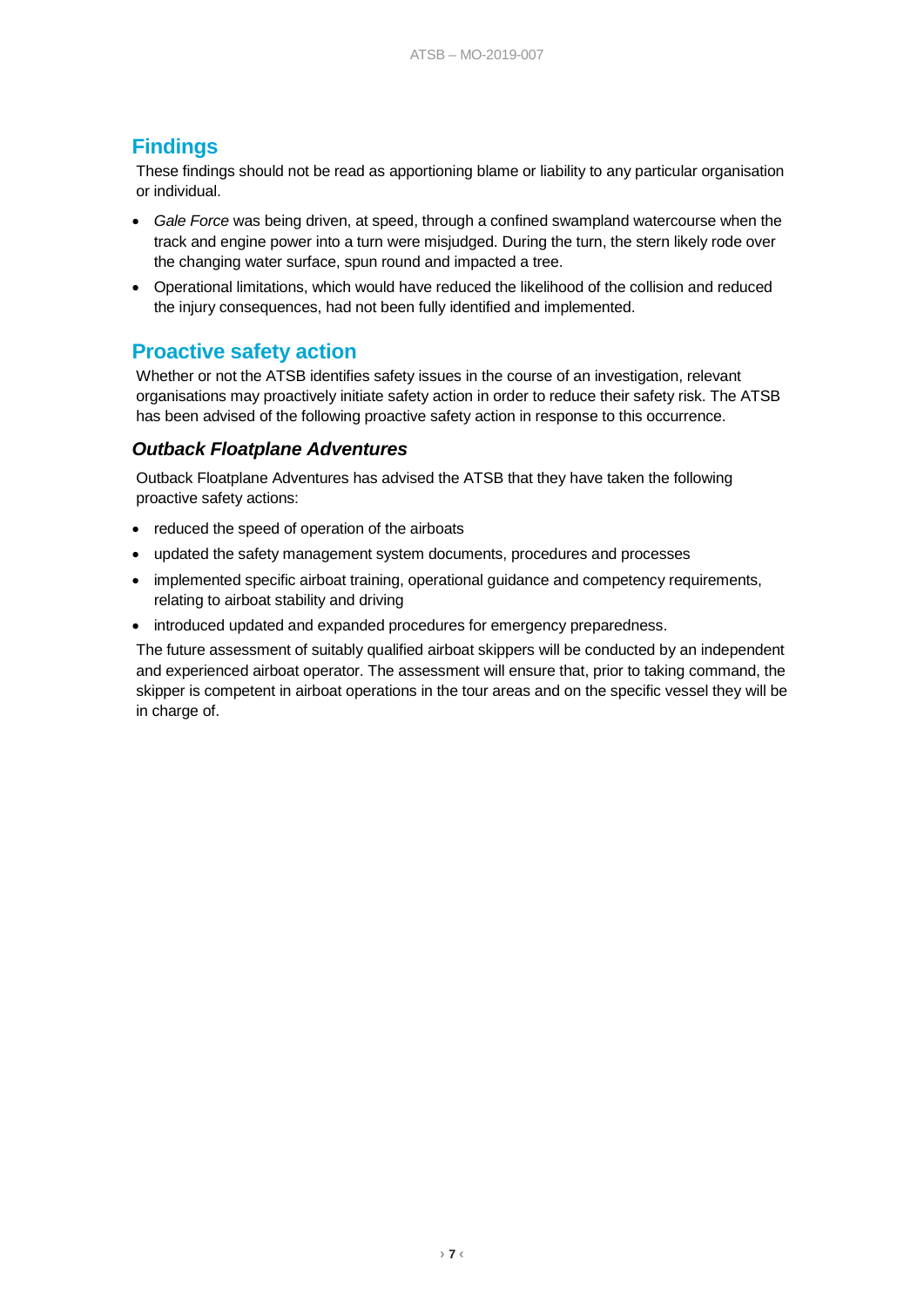## Findings

These findings should not be read as apportioning blame or liability to any particular organisation or individual.

- *Gale Force* was being driven, at speed, through a confined swampland watercourse when the track and engine power into a turn were misjudged. During the turn, the stern likely rode over the changing water surface, spun round and impacted a tree.
- Operational limitations, which would have reduced the likelihood of the collision and reduced the injury consequences, had not been fully identified and implemented.

## Proactive safety action

Whether or not the ATSB identifies safety issues in the course of an investigation, relevant organisations may proactively initiate safety action in order to reduce their safety risk. The ATSB has been advised of the following proactive safety action in response to this occurrence.

### *Outback Floatplane Adventures*

Outback Floatplane Adventures has advised the ATSB that they have taken the following proactive safety actions:

- reduced the speed of operation of the airboats
- updated the safety management system documents, procedures and processes
- implemented specific airboat training, operational guidance and competency requirements, relating to airboat stability and driving
- introduced updated and expanded procedures for emergency preparedness.

The future assessment of suitably qualified airboat skippers will be conducted by an independent and experienced airboat operator. The assessment will ensure that, prior to taking command, the skipper is competent in airboat operations in the tour areas and on the specific vessel they will be in charge of.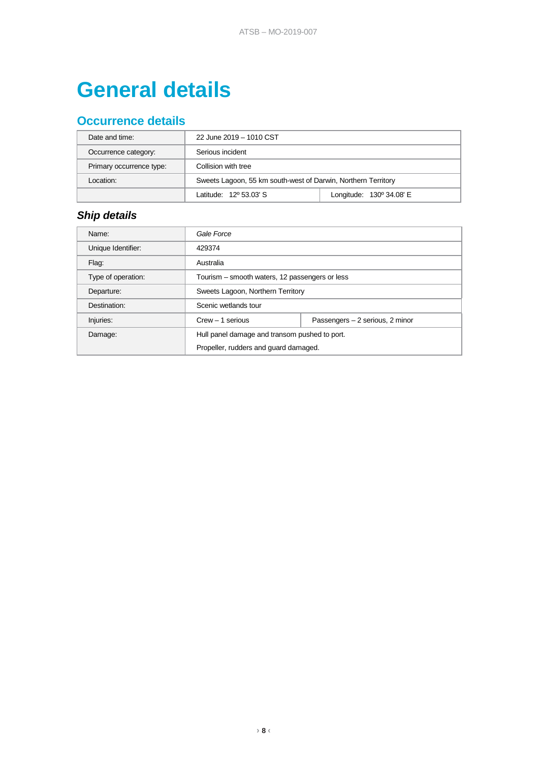# General details

## Occurrence details

| | | |
|---|---|---|
| Date and time: | 22 June 2019 – 1010 CST | |
| Occurrence category: | Serious incident | |
| Primary occurrence type: | Collision with tree | |
| Location: | Sweets Lagoon, 55 km south-west of Darwin, Northern Territory | |
| | Latitude: 12º 53.03' S | Longitude: 130º 34.08' E |

### *Ship details*

| | | |
|---|---|---|
| Name: | *Gale Force* | |
| Unique Identifier: | 429374 | |
| Flag: | Australia | |
| Type of operation: | Tourism – smooth waters, 12 passengers or less | |
| Departure: | Sweets Lagoon, Northern Territory | |
| Destination: | Scenic wetlands tour | |
| Injuries: | Crew – 1 serious | Passengers – 2 serious, 2 minor |
| Damage: | Hull panel damage and transom pushed to port.<br>Propeller, rudders and guard damaged. | |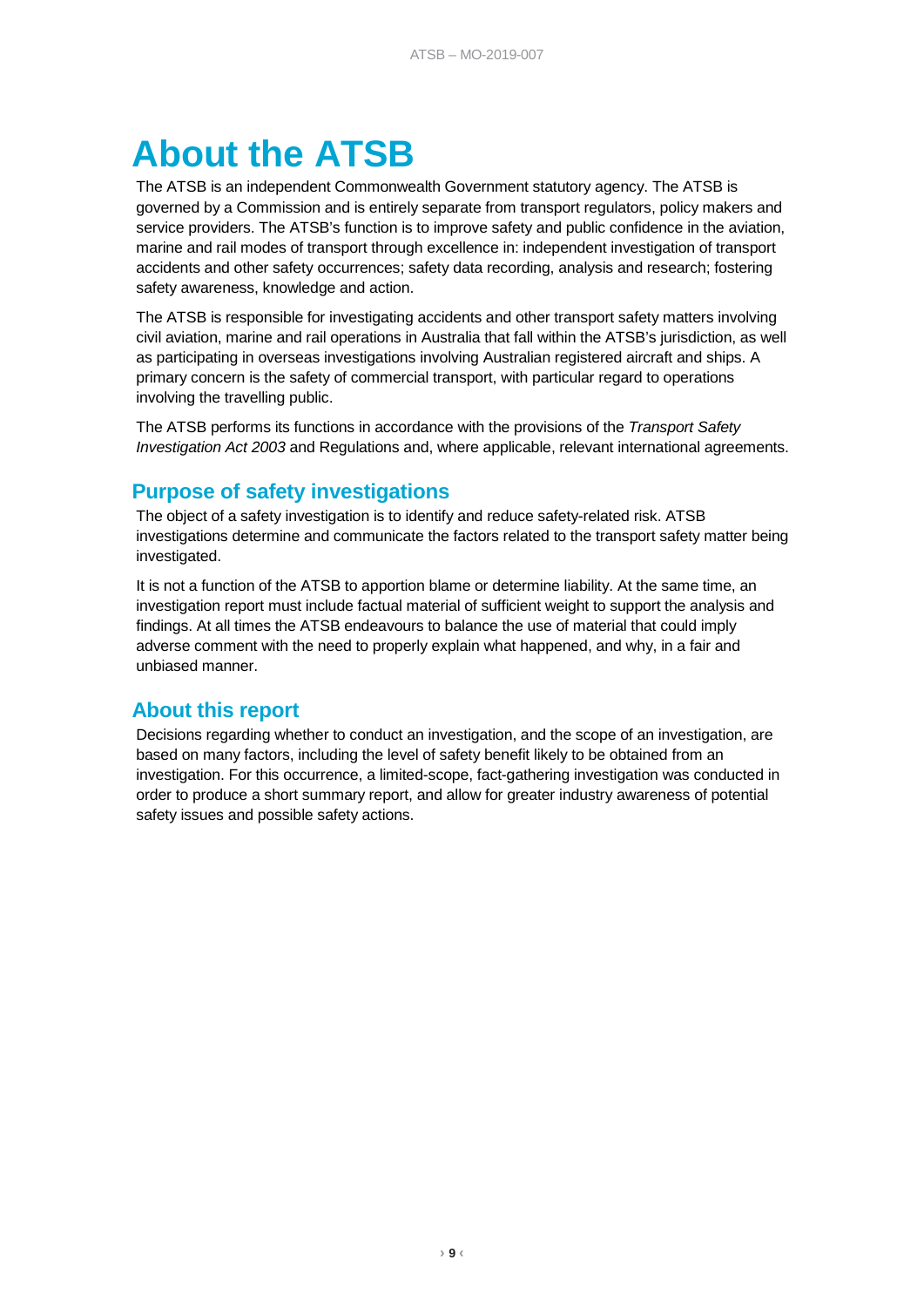# About the ATSB

The ATSB is an independent Commonwealth Government statutory agency. The ATSB is governed by a Commission and is entirely separate from transport regulators, policy makers and service providers. The ATSB's function is to improve safety and public confidence in the aviation, marine and rail modes of transport through excellence in: independent investigation of transport accidents and other safety occurrences; safety data recording, analysis and research; fostering safety awareness, knowledge and action.

The ATSB is responsible for investigating accidents and other transport safety matters involving civil aviation, marine and rail operations in Australia that fall within the ATSB's jurisdiction, as well as participating in overseas investigations involving Australian registered aircraft and ships. A primary concern is the safety of commercial transport, with particular regard to operations involving the travelling public.

The ATSB performs its functions in accordance with the provisions of the *Transport Safety Investigation Act 2003* and Regulations and, where applicable, relevant international agreements.

## Purpose of safety investigations

The object of a safety investigation is to identify and reduce safety-related risk. ATSB investigations determine and communicate the factors related to the transport safety matter being investigated.

It is not a function of the ATSB to apportion blame or determine liability. At the same time, an investigation report must include factual material of sufficient weight to support the analysis and findings. At all times the ATSB endeavours to balance the use of material that could imply adverse comment with the need to properly explain what happened, and why, in a fair and unbiased manner.

## About this report

Decisions regarding whether to conduct an investigation, and the scope of an investigation, are based on many factors, including the level of safety benefit likely to be obtained from an investigation. For this occurrence, a limited-scope, fact-gathering investigation was conducted in order to produce a short summary report, and allow for greater industry awareness of potential safety issues and possible safety actions.